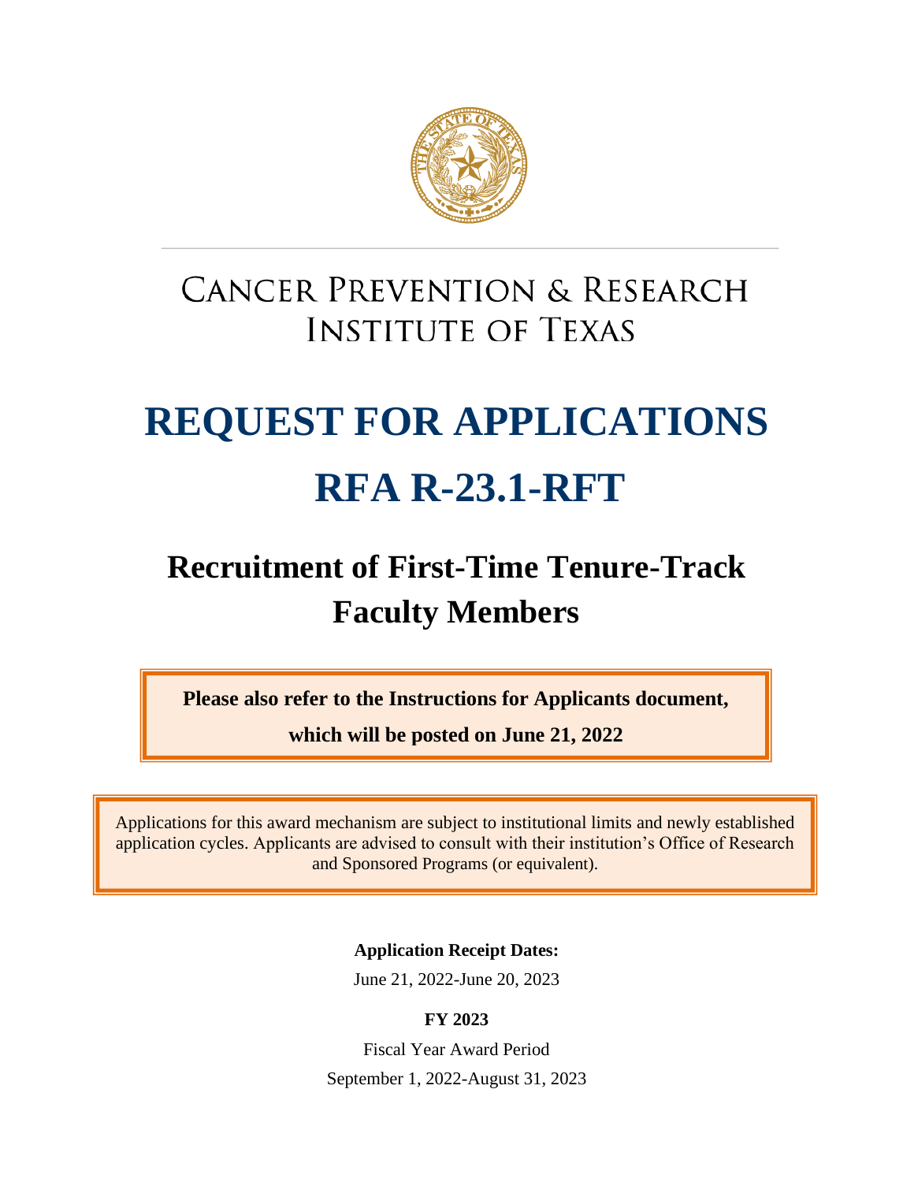# CANCER PREVENTION & RESEARCH INSTITUTE OF TEXAS

# REQUEST FOR APPLICATIONS

# RFA R-23.1-RFT

## Recruitment of First-Time Tenure-Track Faculty Members

**Please also refer to the Instructions for Applicants document, which will be posted on June 21, 2022**

Applications for this award mechanism are subject to institutional limits and newly established application cycles. Applicants are advised to consult with their institution's Office of Research and Sponsored Programs (or equivalent).

**Application Receipt Dates:**

June 21, 2022-June 20, 2023

**FY 2023**

Fiscal Year Award Period

September 1, 2022-August 31, 2023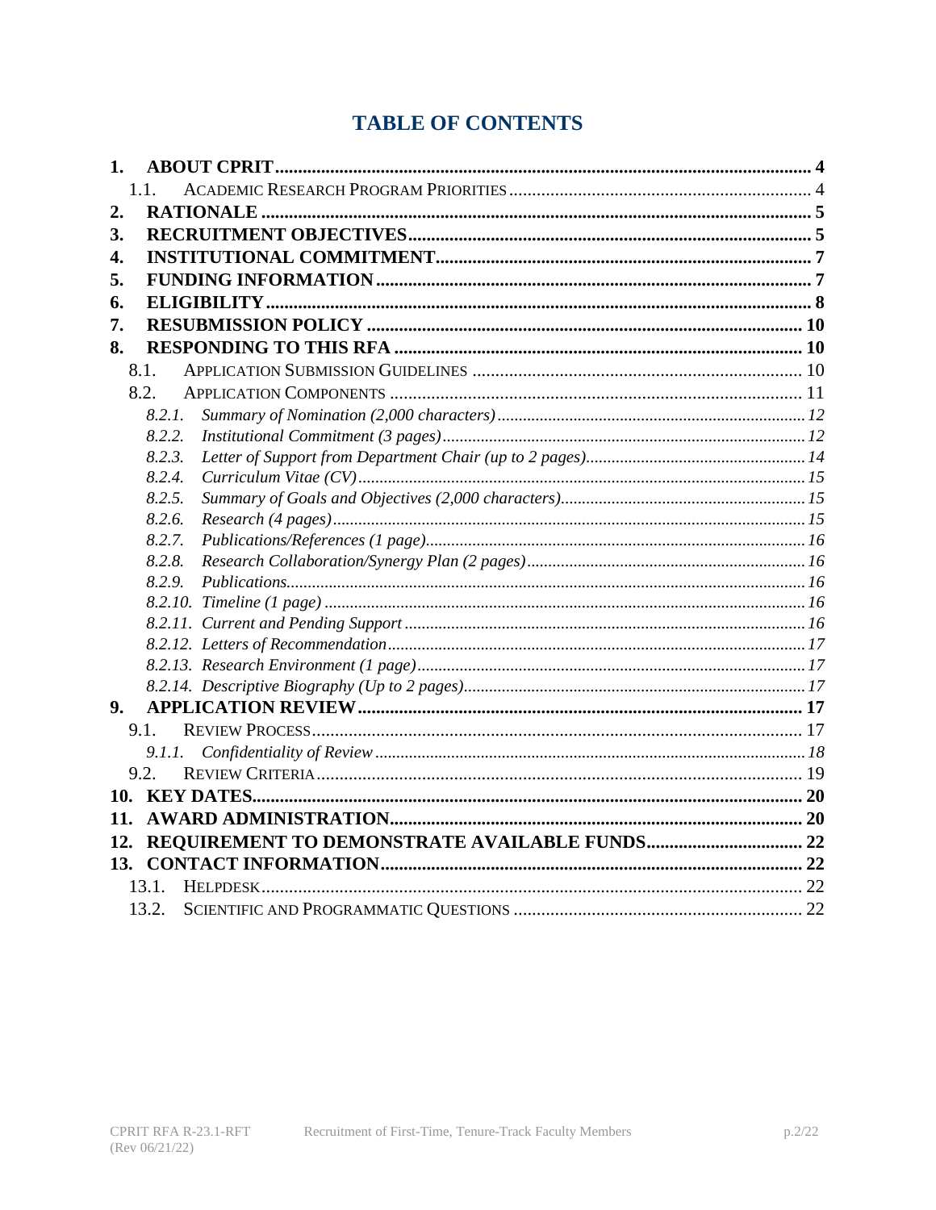# TABLE OF CONTENTS

**1. ABOUT CPRIT** .......... **4**

- 1.1. ACADEMIC RESEARCH PROGRAM PRIORITIES .......... 4

**2. RATIONALE** .......... **5**

**3. RECRUITMENT OBJECTIVES** .......... **5**

**4. INSTITUTIONAL COMMITMENT** .......... **7**

**5. FUNDING INFORMATION** .......... **7**

**6. ELIGIBILITY** .......... **8**

**7. RESUBMISSION POLICY** .......... **10**

**8. RESPONDING TO THIS RFA** .......... **10**

- 8.1. APPLICATION SUBMISSION GUIDELINES .......... 10
- 8.2. APPLICATION COMPONENTS .......... 11
  - *8.2.1. Summary of Nomination (2,000 characters)* .......... *12*
  - *8.2.2. Institutional Commitment (3 pages)* .......... *12*
  - *8.2.3. Letter of Support from Department Chair (up to 2 pages)* .......... *14*
  - *8.2.4. Curriculum Vitae (CV)* .......... *15*
  - *8.2.5. Summary of Goals and Objectives (2,000 characters)* .......... *15*
  - *8.2.6. Research (4 pages)* .......... *15*
  - *8.2.7. Publications/References (1 page)* .......... *16*
  - *8.2.8. Research Collaboration/Synergy Plan (2 pages)* .......... *16*
  - *8.2.9. Publications* .......... *16*
  - *8.2.10. Timeline (1 page)* .......... *16*
  - *8.2.11. Current and Pending Support* .......... *16*
  - *8.2.12. Letters of Recommendation* .......... *17*
  - *8.2.13. Research Environment (1 page)* .......... *17*
  - *8.2.14. Descriptive Biography (Up to 2 pages)* .......... *17*

**9. APPLICATION REVIEW** .......... **17**

- 9.1. REVIEW PROCESS .......... 17
  - *9.1.1. Confidentiality of Review* .......... *18*
- 9.2. REVIEW CRITERIA .......... 19

**10. KEY DATES** .......... **20**

**11. AWARD ADMINISTRATION** .......... **20**

**12. REQUIREMENT TO DEMONSTRATE AVAILABLE FUNDS** .......... **22**

**13. CONTACT INFORMATION** .......... **22**

- 13.1. HELPDESK .......... 22
- 13.2. SCIENTIFIC AND PROGRAMMATIC QUESTIONS .......... 22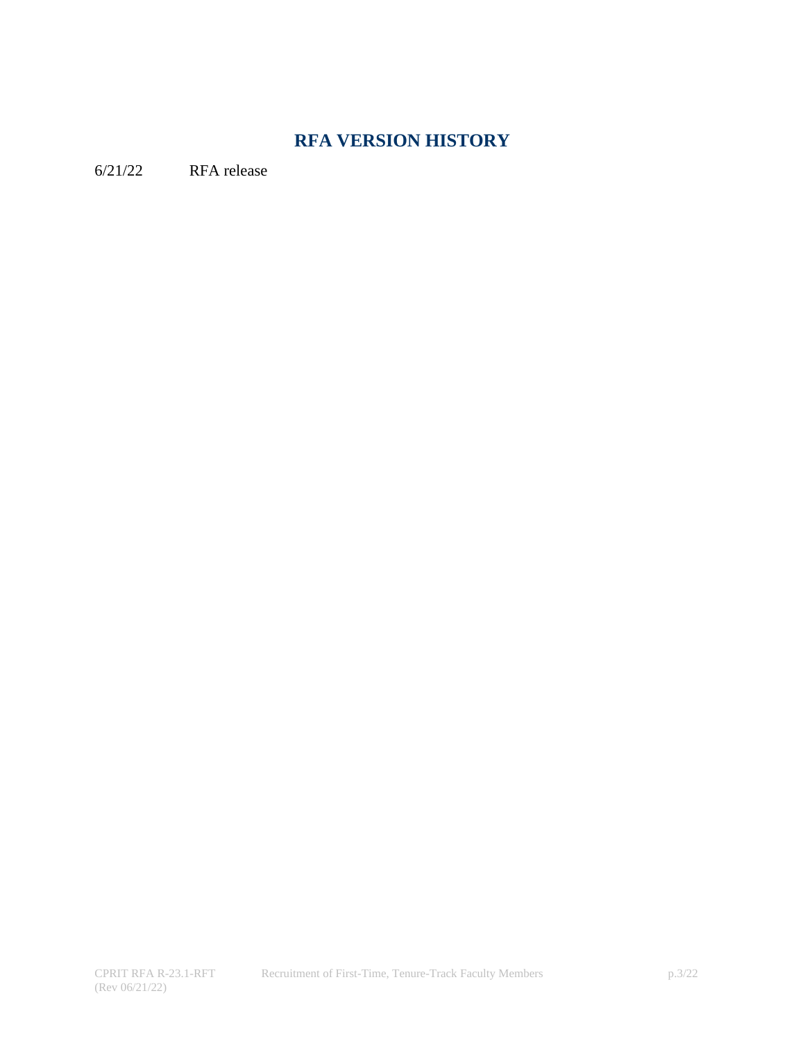## RFA VERSION HISTORY

6/21/22 RFA release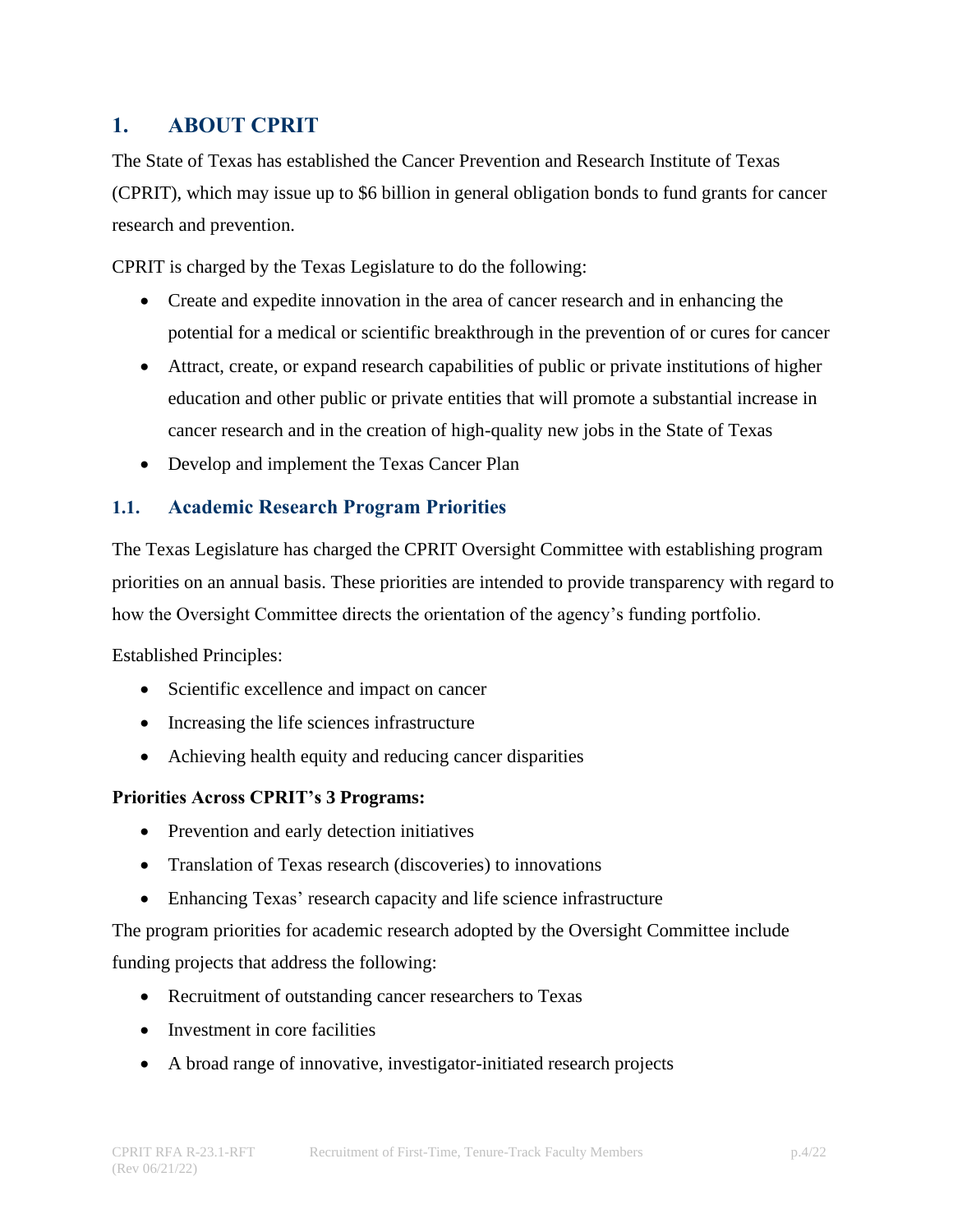## 1. ABOUT CPRIT

The State of Texas has established the Cancer Prevention and Research Institute of Texas (CPRIT), which may issue up to $6 billion in general obligation bonds to fund grants for cancer research and prevention.

CPRIT is charged by the Texas Legislature to do the following:

- Create and expedite innovation in the area of cancer research and in enhancing the potential for a medical or scientific breakthrough in the prevention of or cures for cancer
- Attract, create, or expand research capabilities of public or private institutions of higher education and other public or private entities that will promote a substantial increase in cancer research and in the creation of high-quality new jobs in the State of Texas
- Develop and implement the Texas Cancer Plan

### 1.1. Academic Research Program Priorities

The Texas Legislature has charged the CPRIT Oversight Committee with establishing program priorities on an annual basis. These priorities are intended to provide transparency with regard to how the Oversight Committee directs the orientation of the agency's funding portfolio.

Established Principles:

- Scientific excellence and impact on cancer
- Increasing the life sciences infrastructure
- Achieving health equity and reducing cancer disparities

**Priorities Across CPRIT's 3 Programs:**

- Prevention and early detection initiatives
- Translation of Texas research (discoveries) to innovations
- Enhancing Texas' research capacity and life science infrastructure

The program priorities for academic research adopted by the Oversight Committee include funding projects that address the following:

- Recruitment of outstanding cancer researchers to Texas
- Investment in core facilities
- A broad range of innovative, investigator-initiated research projects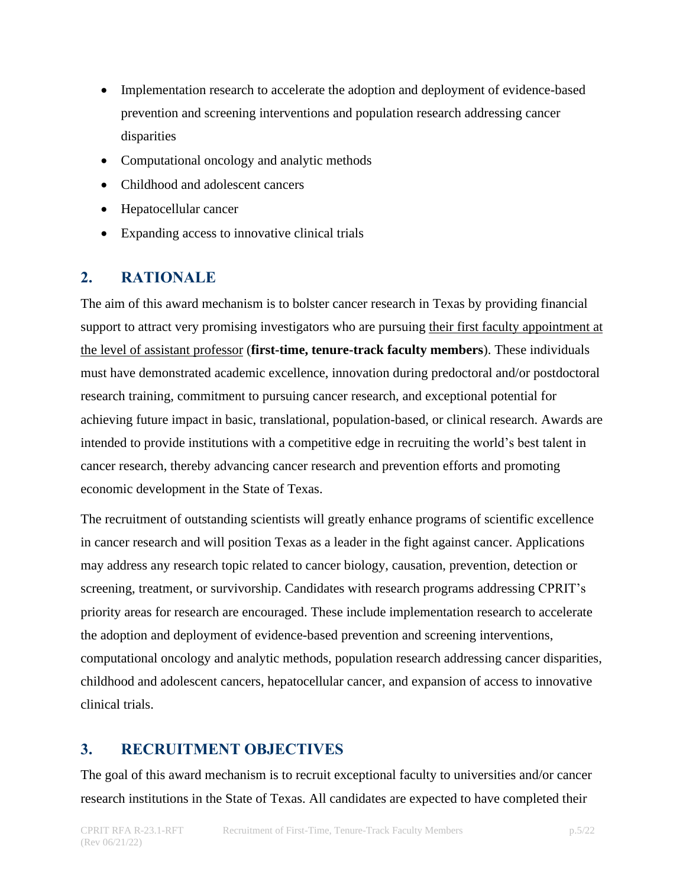- Implementation research to accelerate the adoption and deployment of evidence-based prevention and screening interventions and population research addressing cancer disparities
- Computational oncology and analytic methods
- Childhood and adolescent cancers
- Hepatocellular cancer
- Expanding access to innovative clinical trials

## 2. RATIONALE

The aim of this award mechanism is to bolster cancer research in Texas by providing financial support to attract very promising investigators who are pursuing their first faculty appointment at the level of assistant professor (**first-time, tenure-track faculty members**). These individuals must have demonstrated academic excellence, innovation during predoctoral and/or postdoctoral research training, commitment to pursuing cancer research, and exceptional potential for achieving future impact in basic, translational, population-based, or clinical research. Awards are intended to provide institutions with a competitive edge in recruiting the world's best talent in cancer research, thereby advancing cancer research and prevention efforts and promoting economic development in the State of Texas.

The recruitment of outstanding scientists will greatly enhance programs of scientific excellence in cancer research and will position Texas as a leader in the fight against cancer. Applications may address any research topic related to cancer biology, causation, prevention, detection or screening, treatment, or survivorship. Candidates with research programs addressing CPRIT's priority areas for research are encouraged. These include implementation research to accelerate the adoption and deployment of evidence-based prevention and screening interventions, computational oncology and analytic methods, population research addressing cancer disparities, childhood and adolescent cancers, hepatocellular cancer, and expansion of access to innovative clinical trials.

## 3. RECRUITMENT OBJECTIVES

The goal of this award mechanism is to recruit exceptional faculty to universities and/or cancer research institutions in the State of Texas. All candidates are expected to have completed their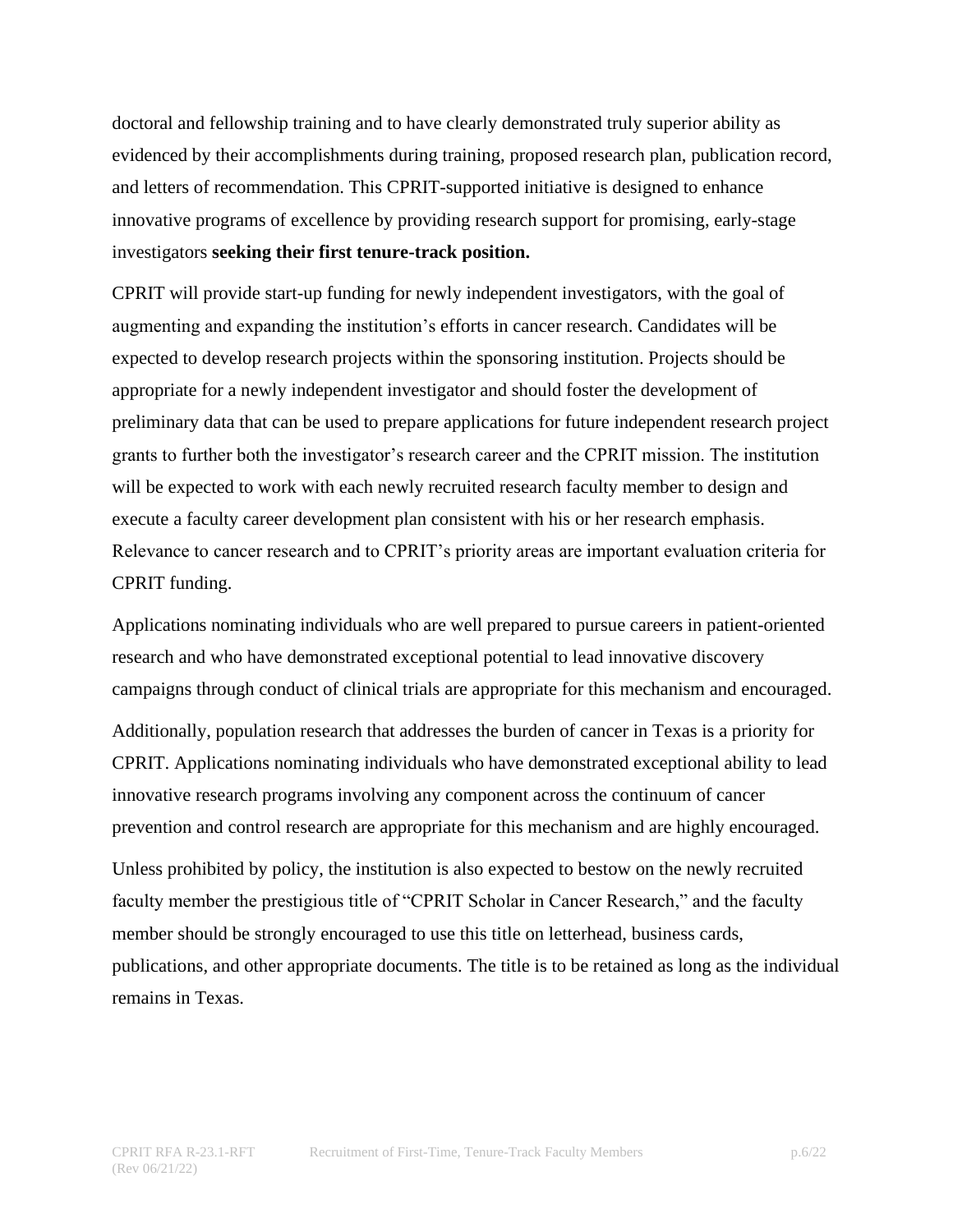doctoral and fellowship training and to have clearly demonstrated truly superior ability as evidenced by their accomplishments during training, proposed research plan, publication record, and letters of recommendation. This CPRIT-supported initiative is designed to enhance innovative programs of excellence by providing research support for promising, early-stage investigators **seeking their first tenure-track position.**

CPRIT will provide start-up funding for newly independent investigators, with the goal of augmenting and expanding the institution's efforts in cancer research. Candidates will be expected to develop research projects within the sponsoring institution. Projects should be appropriate for a newly independent investigator and should foster the development of preliminary data that can be used to prepare applications for future independent research project grants to further both the investigator's research career and the CPRIT mission. The institution will be expected to work with each newly recruited research faculty member to design and execute a faculty career development plan consistent with his or her research emphasis. Relevance to cancer research and to CPRIT's priority areas are important evaluation criteria for CPRIT funding.

Applications nominating individuals who are well prepared to pursue careers in patient-oriented research and who have demonstrated exceptional potential to lead innovative discovery campaigns through conduct of clinical trials are appropriate for this mechanism and encouraged.

Additionally, population research that addresses the burden of cancer in Texas is a priority for CPRIT. Applications nominating individuals who have demonstrated exceptional ability to lead innovative research programs involving any component across the continuum of cancer prevention and control research are appropriate for this mechanism and are highly encouraged.

Unless prohibited by policy, the institution is also expected to bestow on the newly recruited faculty member the prestigious title of "CPRIT Scholar in Cancer Research," and the faculty member should be strongly encouraged to use this title on letterhead, business cards, publications, and other appropriate documents. The title is to be retained as long as the individual remains in Texas.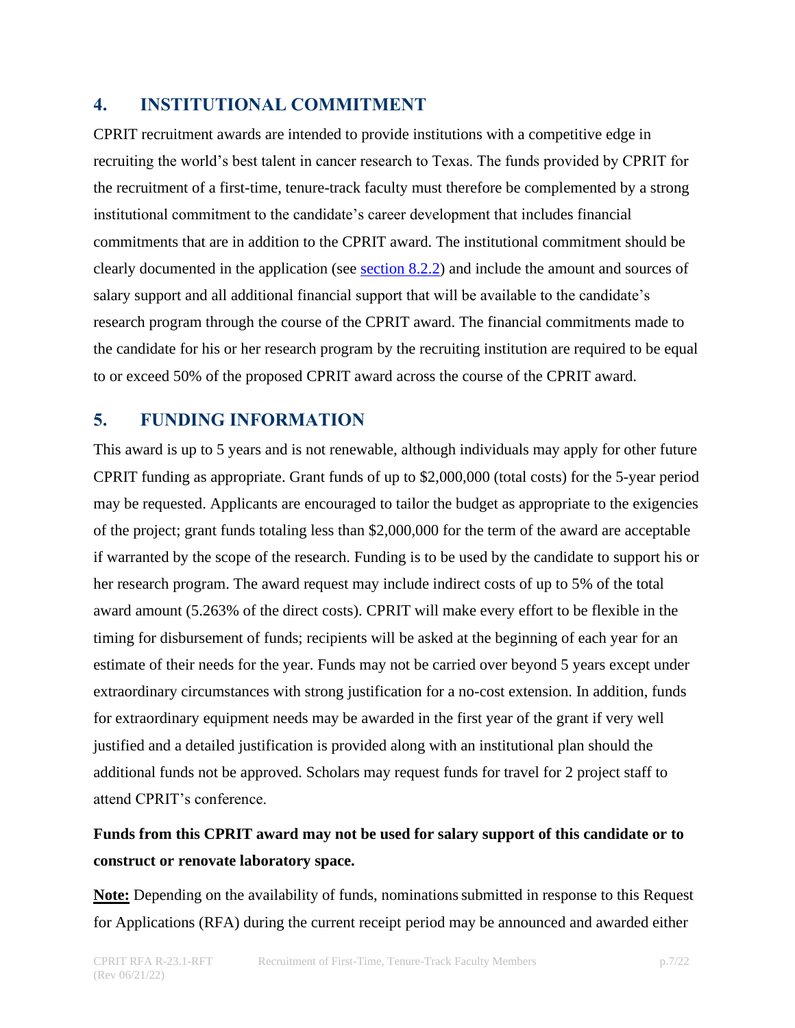## 4. INSTITUTIONAL COMMITMENT

CPRIT recruitment awards are intended to provide institutions with a competitive edge in recruiting the world's best talent in cancer research to Texas. The funds provided by CPRIT for the recruitment of a first-time, tenure-track faculty must therefore be complemented by a strong institutional commitment to the candidate's career development that includes financial commitments that are in addition to the CPRIT award. The institutional commitment should be clearly documented in the application (see section 8.2.2) and include the amount and sources of salary support and all additional financial support that will be available to the candidate's research program through the course of the CPRIT award. The financial commitments made to the candidate for his or her research program by the recruiting institution are required to be equal to or exceed 50% of the proposed CPRIT award across the course of the CPRIT award.

## 5. FUNDING INFORMATION

This award is up to 5 years and is not renewable, although individuals may apply for other future CPRIT funding as appropriate. Grant funds of up to $2,000,000 (total costs) for the 5-year period may be requested. Applicants are encouraged to tailor the budget as appropriate to the exigencies of the project; grant funds totaling less than $2,000,000 for the term of the award are acceptable if warranted by the scope of the research. Funding is to be used by the candidate to support his or her research program. The award request may include indirect costs of up to 5% of the total award amount (5.263% of the direct costs). CPRIT will make every effort to be flexible in the timing for disbursement of funds; recipients will be asked at the beginning of each year for an estimate of their needs for the year. Funds may not be carried over beyond 5 years except under extraordinary circumstances with strong justification for a no-cost extension. In addition, funds for extraordinary equipment needs may be awarded in the first year of the grant if very well justified and a detailed justification is provided along with an institutional plan should the additional funds not be approved. Scholars may request funds for travel for 2 project staff to attend CPRIT's conference.

**Funds from this CPRIT award may not be used for salary support of this candidate or to construct or renovate laboratory space.**

**<u>Note:</u>** Depending on the availability of funds, nominations submitted in response to this Request for Applications (RFA) during the current receipt period may be announced and awarded either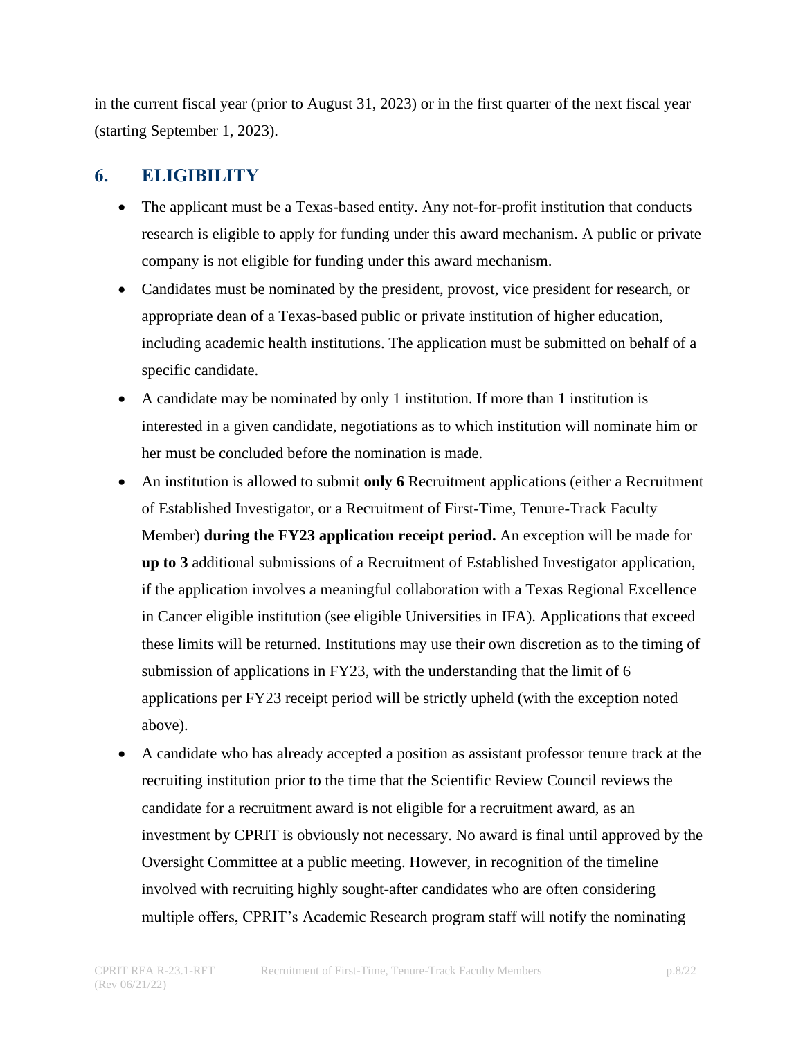in the current fiscal year (prior to August 31, 2023) or in the first quarter of the next fiscal year (starting September 1, 2023).

## 6. ELIGIBILITY

- The applicant must be a Texas-based entity. Any not-for-profit institution that conducts research is eligible to apply for funding under this award mechanism. A public or private company is not eligible for funding under this award mechanism.
- Candidates must be nominated by the president, provost, vice president for research, or appropriate dean of a Texas-based public or private institution of higher education, including academic health institutions. The application must be submitted on behalf of a specific candidate.
- A candidate may be nominated by only 1 institution. If more than 1 institution is interested in a given candidate, negotiations as to which institution will nominate him or her must be concluded before the nomination is made.
- An institution is allowed to submit **only 6** Recruitment applications (either a Recruitment of Established Investigator, or a Recruitment of First-Time, Tenure-Track Faculty Member) **during the FY23 application receipt period.** An exception will be made for **up to 3** additional submissions of a Recruitment of Established Investigator application, if the application involves a meaningful collaboration with a Texas Regional Excellence in Cancer eligible institution (see eligible Universities in IFA). Applications that exceed these limits will be returned. Institutions may use their own discretion as to the timing of submission of applications in FY23, with the understanding that the limit of 6 applications per FY23 receipt period will be strictly upheld (with the exception noted above).
- A candidate who has already accepted a position as assistant professor tenure track at the recruiting institution prior to the time that the Scientific Review Council reviews the candidate for a recruitment award is not eligible for a recruitment award, as an investment by CPRIT is obviously not necessary. No award is final until approved by the Oversight Committee at a public meeting. However, in recognition of the timeline involved with recruiting highly sought-after candidates who are often considering multiple offers, CPRIT's Academic Research program staff will notify the nominating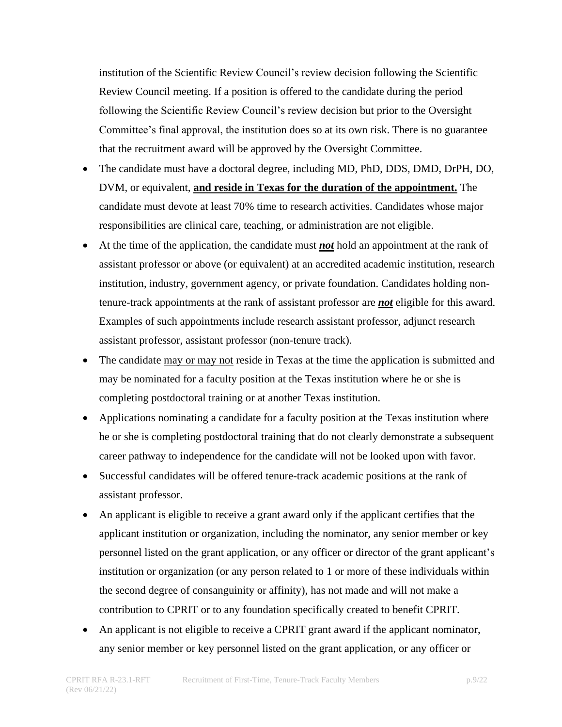institution of the Scientific Review Council's review decision following the Scientific Review Council meeting. If a position is offered to the candidate during the period following the Scientific Review Council's review decision but prior to the Oversight Committee's final approval, the institution does so at its own risk. There is no guarantee that the recruitment award will be approved by the Oversight Committee.

- The candidate must have a doctoral degree, including MD, PhD, DDS, DMD, DrPH, DO, DVM, or equivalent, **and reside in Texas for the duration of the appointment.** The candidate must devote at least 70% time to research activities. Candidates whose major responsibilities are clinical care, teaching, or administration are not eligible.
- At the time of the application, the candidate must ***not*** hold an appointment at the rank of assistant professor or above (or equivalent) at an accredited academic institution, research institution, industry, government agency, or private foundation. Candidates holding non-tenure-track appointments at the rank of assistant professor are ***not*** eligible for this award. Examples of such appointments include research assistant professor, adjunct research assistant professor, assistant professor (non-tenure track).
- The candidate may or may not reside in Texas at the time the application is submitted and may be nominated for a faculty position at the Texas institution where he or she is completing postdoctoral training or at another Texas institution.
- Applications nominating a candidate for a faculty position at the Texas institution where he or she is completing postdoctoral training that do not clearly demonstrate a subsequent career pathway to independence for the candidate will not be looked upon with favor.
- Successful candidates will be offered tenure-track academic positions at the rank of assistant professor.
- An applicant is eligible to receive a grant award only if the applicant certifies that the applicant institution or organization, including the nominator, any senior member or key personnel listed on the grant application, or any officer or director of the grant applicant's institution or organization (or any person related to 1 or more of these individuals within the second degree of consanguinity or affinity), has not made and will not make a contribution to CPRIT or to any foundation specifically created to benefit CPRIT.
- An applicant is not eligible to receive a CPRIT grant award if the applicant nominator, any senior member or key personnel listed on the grant application, or any officer or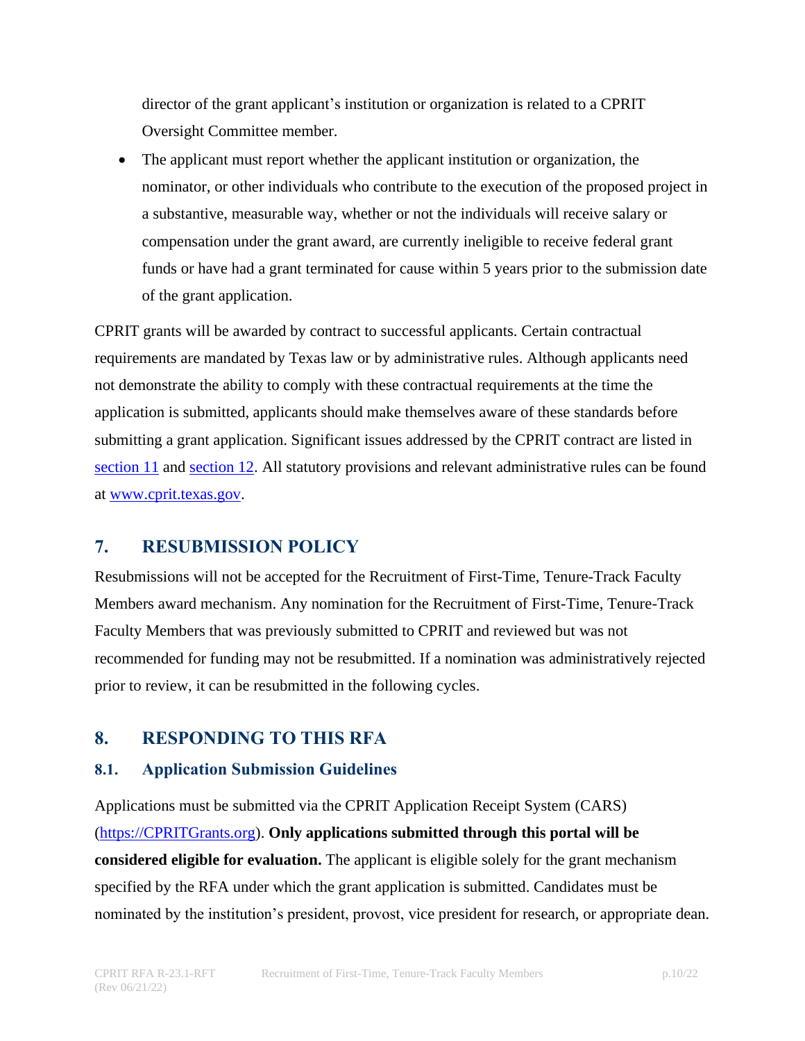director of the grant applicant's institution or organization is related to a CPRIT Oversight Committee member.

- The applicant must report whether the applicant institution or organization, the nominator, or other individuals who contribute to the execution of the proposed project in a substantive, measurable way, whether or not the individuals will receive salary or compensation under the grant award, are currently ineligible to receive federal grant funds or have had a grant terminated for cause within 5 years prior to the submission date of the grant application.

CPRIT grants will be awarded by contract to successful applicants. Certain contractual requirements are mandated by Texas law or by administrative rules. Although applicants need not demonstrate the ability to comply with these contractual requirements at the time the application is submitted, applicants should make themselves aware of these standards before submitting a grant application. Significant issues addressed by the CPRIT contract are listed in section 11 and section 12. All statutory provisions and relevant administrative rules can be found at www.cprit.texas.gov.

## 7. RESUBMISSION POLICY

Resubmissions will not be accepted for the Recruitment of First-Time, Tenure-Track Faculty Members award mechanism. Any nomination for the Recruitment of First-Time, Tenure-Track Faculty Members that was previously submitted to CPRIT and reviewed but was not recommended for funding may not be resubmitted. If a nomination was administratively rejected prior to review, it can be resubmitted in the following cycles.

## 8. RESPONDING TO THIS RFA

### 8.1. Application Submission Guidelines

Applications must be submitted via the CPRIT Application Receipt System (CARS) (https://CPRITGrants.org). **Only applications submitted through this portal will be considered eligible for evaluation.** The applicant is eligible solely for the grant mechanism specified by the RFA under which the grant application is submitted. Candidates must be nominated by the institution's president, provost, vice president for research, or appropriate dean.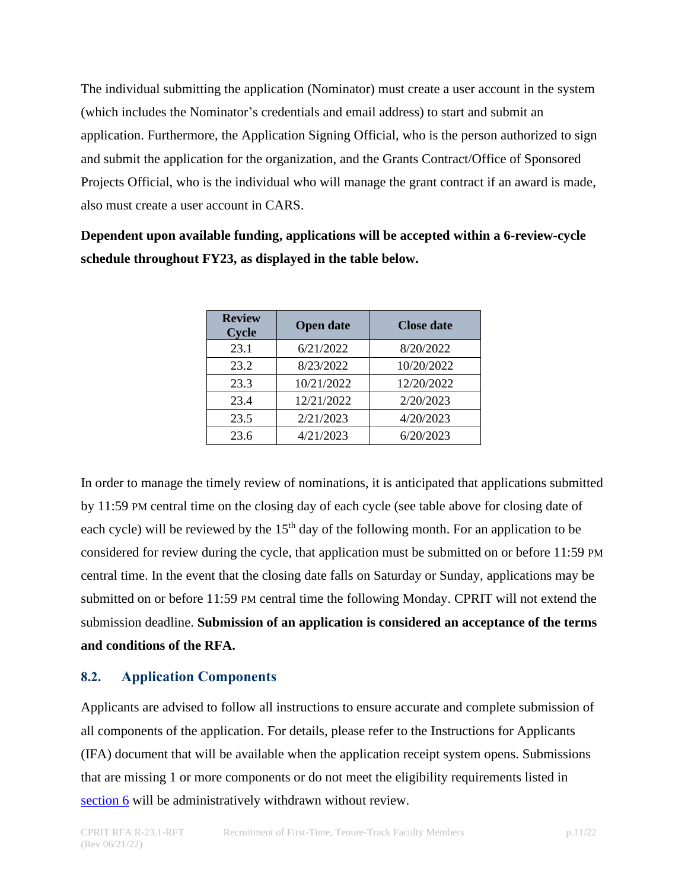The individual submitting the application (Nominator) must create a user account in the system (which includes the Nominator's credentials and email address) to start and submit an application. Furthermore, the Application Signing Official, who is the person authorized to sign and submit the application for the organization, and the Grants Contract/Office of Sponsored Projects Official, who is the individual who will manage the grant contract if an award is made, also must create a user account in CARS.

**Dependent upon available funding, applications will be accepted within a 6-review-cycle schedule throughout FY23, as displayed in the table below.**

| Review Cycle | Open date | Close date |
| --- | --- | --- |
| 23.1 | 6/21/2022 | 8/20/2022 |
| 23.2 | 8/23/2022 | 10/20/2022 |
| 23.3 | 10/21/2022 | 12/20/2022 |
| 23.4 | 12/21/2022 | 2/20/2023 |
| 23.5 | 2/21/2023 | 4/20/2023 |
| 23.6 | 4/21/2023 | 6/20/2023 |

In order to manage the timely review of nominations, it is anticipated that applications submitted by 11:59 PM central time on the closing day of each cycle (see table above for closing date of each cycle) will be reviewed by the 15th day of the following month. For an application to be considered for review during the cycle, that application must be submitted on or before 11:59 PM central time. In the event that the closing date falls on Saturday or Sunday, applications may be submitted on or before 11:59 PM central time the following Monday. CPRIT will not extend the submission deadline. **Submission of an application is considered an acceptance of the terms and conditions of the RFA.**

## 8.2. Application Components

Applicants are advised to follow all instructions to ensure accurate and complete submission of all components of the application. For details, please refer to the Instructions for Applicants (IFA) document that will be available when the application receipt system opens. Submissions that are missing 1 or more components or do not meet the eligibility requirements listed in section 6 will be administratively withdrawn without review.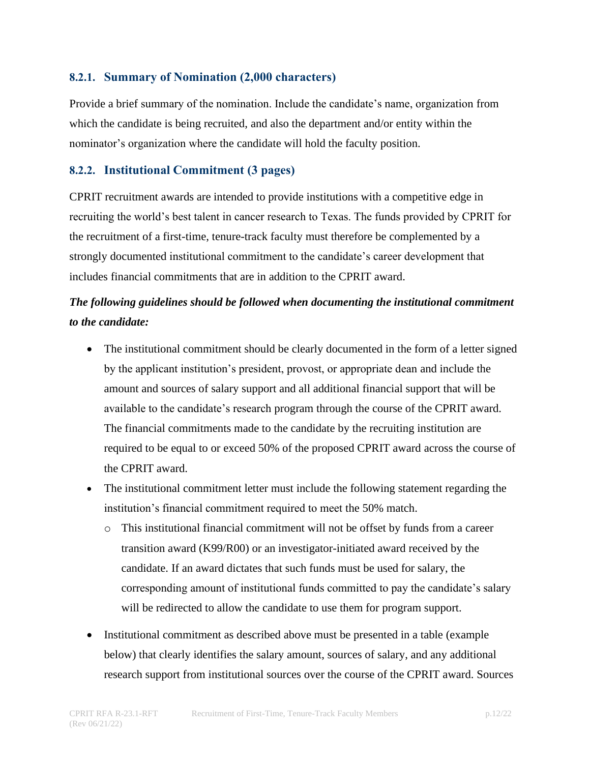### 8.2.1. Summary of Nomination (2,000 characters)

Provide a brief summary of the nomination. Include the candidate's name, organization from which the candidate is being recruited, and also the department and/or entity within the nominator's organization where the candidate will hold the faculty position.

### 8.2.2. Institutional Commitment (3 pages)

CPRIT recruitment awards are intended to provide institutions with a competitive edge in recruiting the world's best talent in cancer research to Texas. The funds provided by CPRIT for the recruitment of a first-time, tenure-track faculty must therefore be complemented by a strongly documented institutional commitment to the candidate's career development that includes financial commitments that are in addition to the CPRIT award.

***The following guidelines should be followed when documenting the institutional commitment to the candidate:***

- The institutional commitment should be clearly documented in the form of a letter signed by the applicant institution's president, provost, or appropriate dean and include the amount and sources of salary support and all additional financial support that will be available to the candidate's research program through the course of the CPRIT award. The financial commitments made to the candidate by the recruiting institution are required to be equal to or exceed 50% of the proposed CPRIT award across the course of the CPRIT award.
- The institutional commitment letter must include the following statement regarding the institution's financial commitment required to meet the 50% match.
  - This institutional financial commitment will not be offset by funds from a career transition award (K99/R00) or an investigator-initiated award received by the candidate. If an award dictates that such funds must be used for salary, the corresponding amount of institutional funds committed to pay the candidate's salary will be redirected to allow the candidate to use them for program support.
- Institutional commitment as described above must be presented in a table (example below) that clearly identifies the salary amount, sources of salary, and any additional research support from institutional sources over the course of the CPRIT award. Sources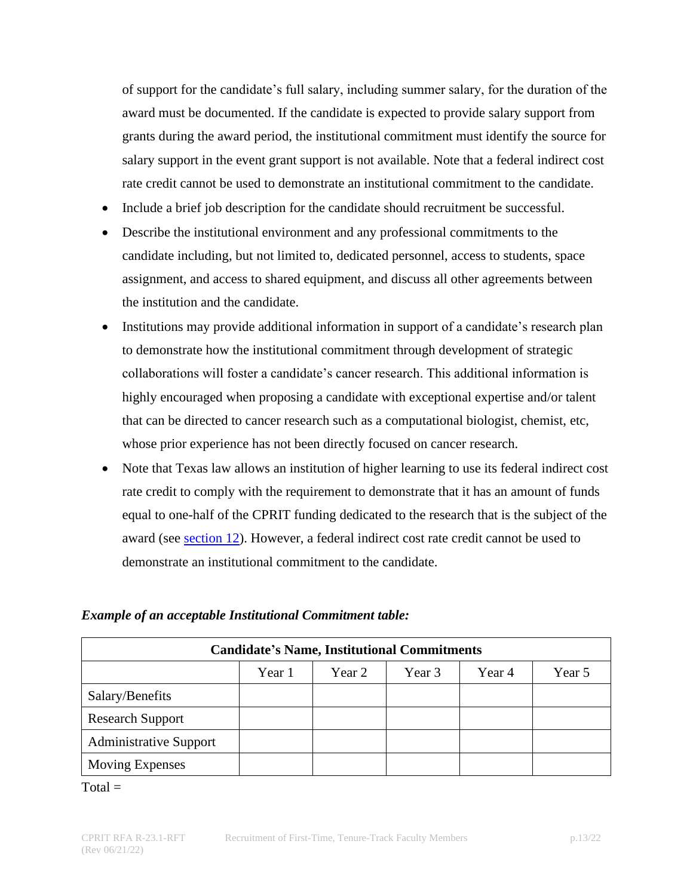of support for the candidate's full salary, including summer salary, for the duration of the award must be documented. If the candidate is expected to provide salary support from grants during the award period, the institutional commitment must identify the source for salary support in the event grant support is not available. Note that a federal indirect cost rate credit cannot be used to demonstrate an institutional commitment to the candidate.

- Include a brief job description for the candidate should recruitment be successful.
- Describe the institutional environment and any professional commitments to the candidate including, but not limited to, dedicated personnel, access to students, space assignment, and access to shared equipment, and discuss all other agreements between the institution and the candidate.
- Institutions may provide additional information in support of a candidate's research plan to demonstrate how the institutional commitment through development of strategic collaborations will foster a candidate's cancer research. This additional information is highly encouraged when proposing a candidate with exceptional expertise and/or talent that can be directed to cancer research such as a computational biologist, chemist, etc, whose prior experience has not been directly focused on cancer research.
- Note that Texas law allows an institution of higher learning to use its federal indirect cost rate credit to comply with the requirement to demonstrate that it has an amount of funds equal to one-half of the CPRIT funding dedicated to the research that is the subject of the award (see section 12). However, a federal indirect cost rate credit cannot be used to demonstrate an institutional commitment to the candidate.

***Example of an acceptable Institutional Commitment table:***

| **Candidate's Name, Institutional Commitments** | | | | | |
|---|---|---|---|---|---|
| | Year 1 | Year 2 | Year 3 | Year 4 | Year 5 |
| Salary/Benefits | | | | | |
| Research Support | | | | | |
| Administrative Support | | | | | |
| Moving Expenses | | | | | |

Total =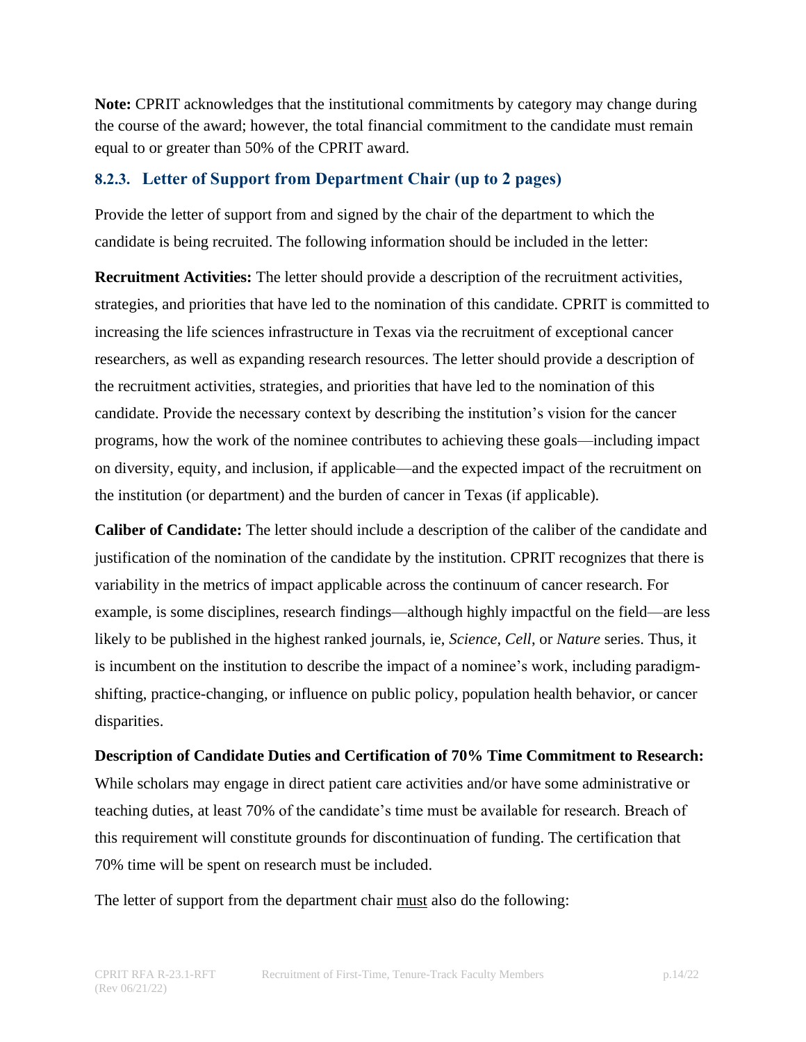**Note:** CPRIT acknowledges that the institutional commitments by category may change during the course of the award; however, the total financial commitment to the candidate must remain equal to or greater than 50% of the CPRIT award.

### 8.2.3. Letter of Support from Department Chair (up to 2 pages)

Provide the letter of support from and signed by the chair of the department to which the candidate is being recruited. The following information should be included in the letter:

**Recruitment Activities:** The letter should provide a description of the recruitment activities, strategies, and priorities that have led to the nomination of this candidate. CPRIT is committed to increasing the life sciences infrastructure in Texas via the recruitment of exceptional cancer researchers, as well as expanding research resources. The letter should provide a description of the recruitment activities, strategies, and priorities that have led to the nomination of this candidate. Provide the necessary context by describing the institution's vision for the cancer programs, how the work of the nominee contributes to achieving these goals—including impact on diversity, equity, and inclusion, if applicable—and the expected impact of the recruitment on the institution (or department) and the burden of cancer in Texas (if applicable).

**Caliber of Candidate:** The letter should include a description of the caliber of the candidate and justification of the nomination of the candidate by the institution. CPRIT recognizes that there is variability in the metrics of impact applicable across the continuum of cancer research. For example, is some disciplines, research findings—although highly impactful on the field—are less likely to be published in the highest ranked journals, ie, *Science*, *Cell*, or *Nature* series. Thus, it is incumbent on the institution to describe the impact of a nominee's work, including paradigm-shifting, practice-changing, or influence on public policy, population health behavior, or cancer disparities.

**Description of Candidate Duties and Certification of 70% Time Commitment to Research:** While scholars may engage in direct patient care activities and/or have some administrative or teaching duties, at least 70% of the candidate's time must be available for research. Breach of this requirement will constitute grounds for discontinuation of funding. The certification that 70% time will be spent on research must be included.

The letter of support from the department chair <u>must</u> also do the following: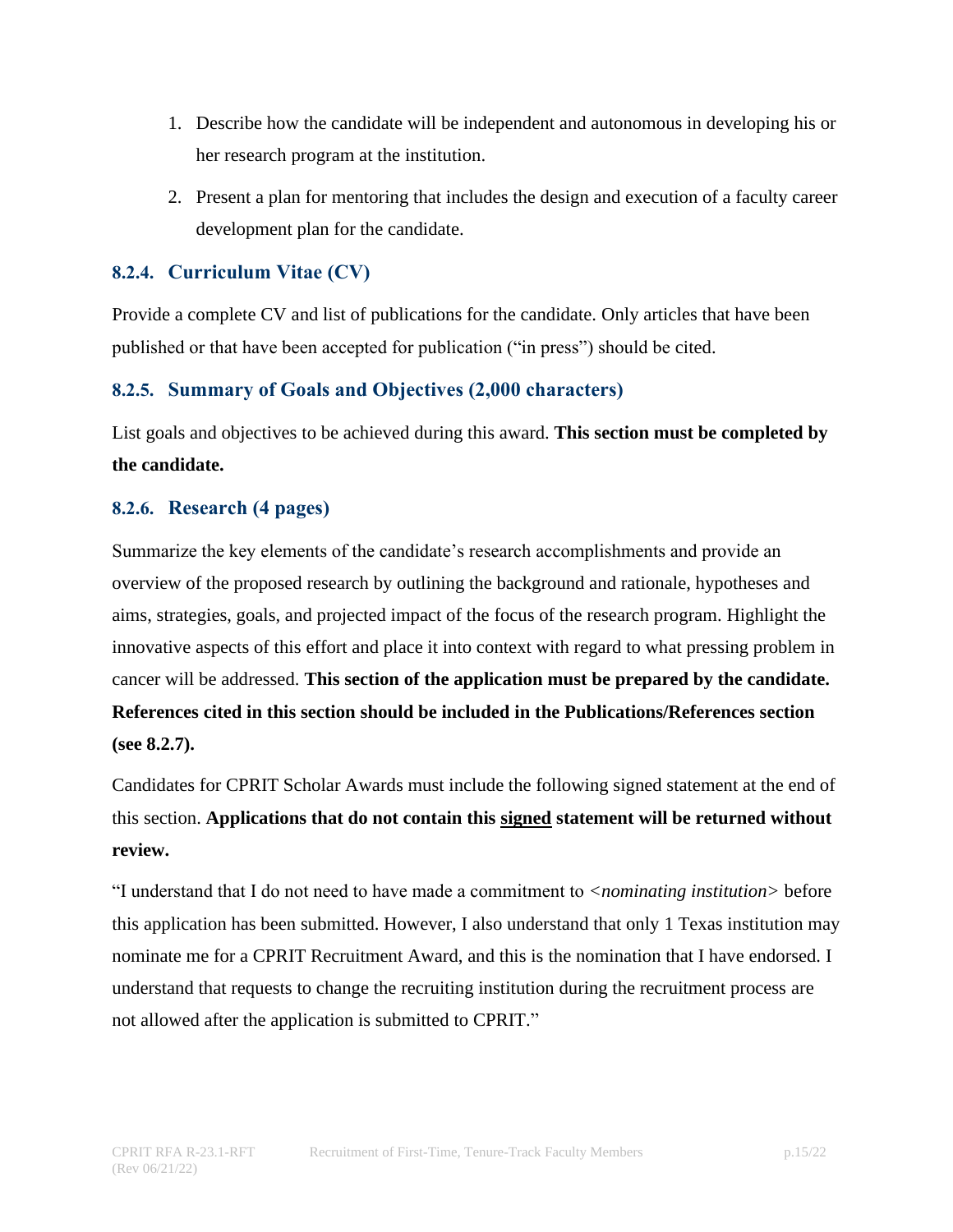1. Describe how the candidate will be independent and autonomous in developing his or her research program at the institution.
2. Present a plan for mentoring that includes the design and execution of a faculty career development plan for the candidate.

### 8.2.4. Curriculum Vitae (CV)

Provide a complete CV and list of publications for the candidate. Only articles that have been published or that have been accepted for publication ("in press") should be cited.

### 8.2.5. Summary of Goals and Objectives (2,000 characters)

List goals and objectives to be achieved during this award. **This section must be completed by the candidate.**

### 8.2.6. Research (4 pages)

Summarize the key elements of the candidate's research accomplishments and provide an overview of the proposed research by outlining the background and rationale, hypotheses and aims, strategies, goals, and projected impact of the focus of the research program. Highlight the innovative aspects of this effort and place it into context with regard to what pressing problem in cancer will be addressed. **This section of the application must be prepared by the candidate. References cited in this section should be included in the Publications/References section (see 8.2.7).**

Candidates for CPRIT Scholar Awards must include the following signed statement at the end of this section. **Applications that do not contain this <u>signed</u> statement will be returned without review.**

"I understand that I do not need to have made a commitment to <*nominating institution*> before this application has been submitted. However, I also understand that only 1 Texas institution may nominate me for a CPRIT Recruitment Award, and this is the nomination that I have endorsed. I understand that requests to change the recruiting institution during the recruitment process are not allowed after the application is submitted to CPRIT."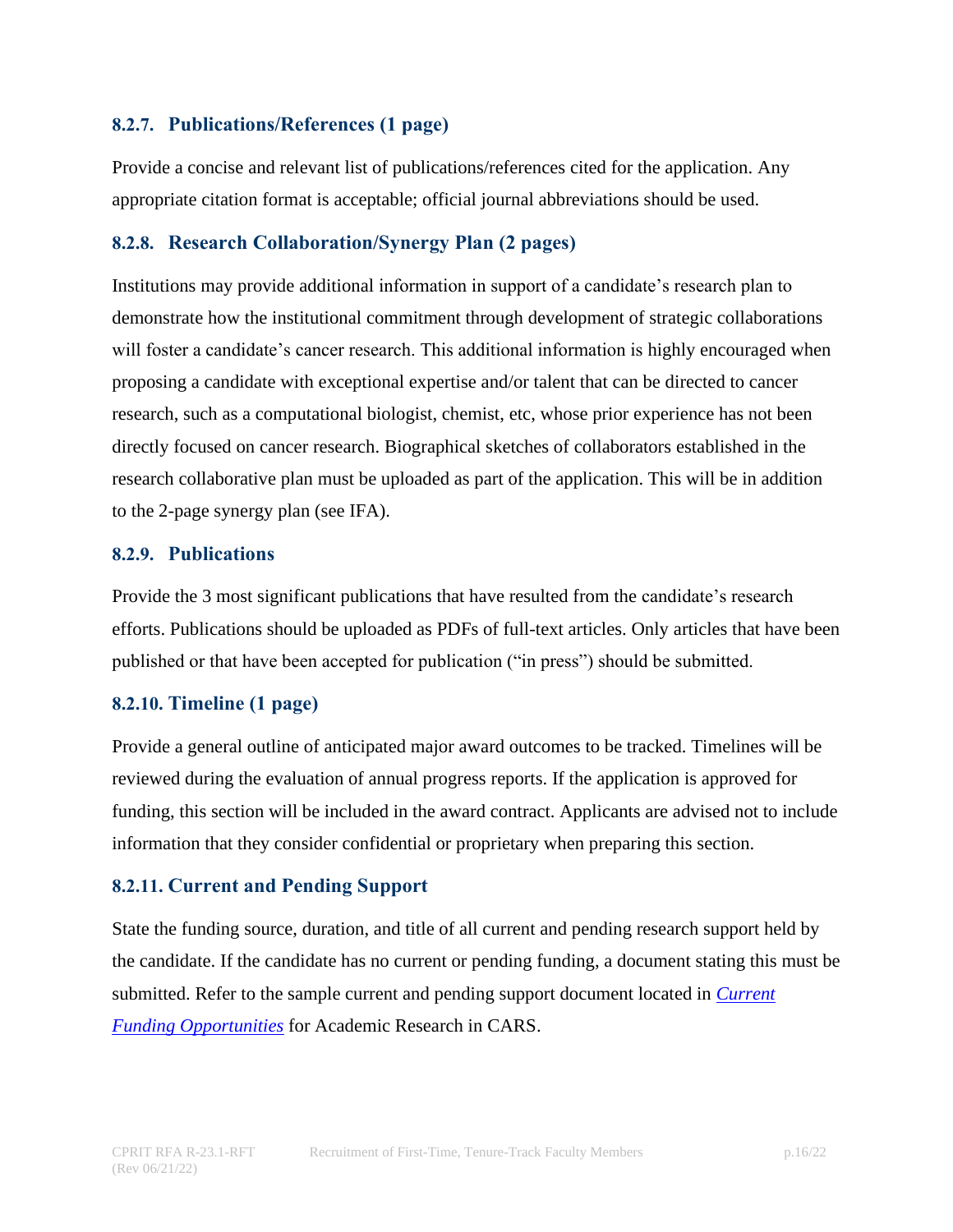### 8.2.7. Publications/References (1 page)

Provide a concise and relevant list of publications/references cited for the application. Any appropriate citation format is acceptable; official journal abbreviations should be used.

### 8.2.8. Research Collaboration/Synergy Plan (2 pages)

Institutions may provide additional information in support of a candidate's research plan to demonstrate how the institutional commitment through development of strategic collaborations will foster a candidate's cancer research. This additional information is highly encouraged when proposing a candidate with exceptional expertise and/or talent that can be directed to cancer research, such as a computational biologist, chemist, etc, whose prior experience has not been directly focused on cancer research. Biographical sketches of collaborators established in the research collaborative plan must be uploaded as part of the application. This will be in addition to the 2-page synergy plan (see IFA).

### 8.2.9. Publications

Provide the 3 most significant publications that have resulted from the candidate's research efforts. Publications should be uploaded as PDFs of full-text articles. Only articles that have been published or that have been accepted for publication ("in press") should be submitted.

### 8.2.10. Timeline (1 page)

Provide a general outline of anticipated major award outcomes to be tracked. Timelines will be reviewed during the evaluation of annual progress reports. If the application is approved for funding, this section will be included in the award contract. Applicants are advised not to include information that they consider confidential or proprietary when preparing this section.

### 8.2.11. Current and Pending Support

State the funding source, duration, and title of all current and pending research support held by the candidate. If the candidate has no current or pending funding, a document stating this must be submitted. Refer to the sample current and pending support document located in *Current Funding Opportunities* for Academic Research in CARS.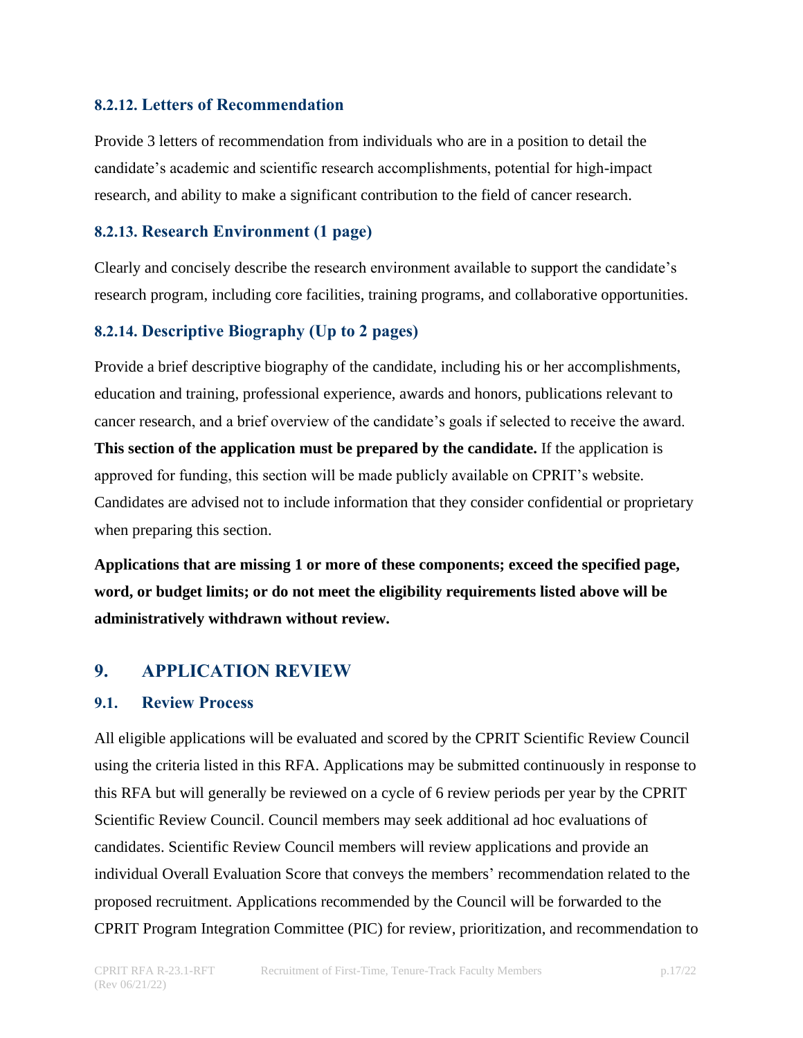#### 8.2.12. Letters of Recommendation

Provide 3 letters of recommendation from individuals who are in a position to detail the candidate's academic and scientific research accomplishments, potential for high-impact research, and ability to make a significant contribution to the field of cancer research.

#### 8.2.13. Research Environment (1 page)

Clearly and concisely describe the research environment available to support the candidate's research program, including core facilities, training programs, and collaborative opportunities.

#### 8.2.14. Descriptive Biography (Up to 2 pages)

Provide a brief descriptive biography of the candidate, including his or her accomplishments, education and training, professional experience, awards and honors, publications relevant to cancer research, and a brief overview of the candidate's goals if selected to receive the award. **This section of the application must be prepared by the candidate.** If the application is approved for funding, this section will be made publicly available on CPRIT's website. Candidates are advised not to include information that they consider confidential or proprietary when preparing this section.

**Applications that are missing 1 or more of these components; exceed the specified page, word, or budget limits; or do not meet the eligibility requirements listed above will be administratively withdrawn without review.**

## 9. APPLICATION REVIEW

### 9.1. Review Process

All eligible applications will be evaluated and scored by the CPRIT Scientific Review Council using the criteria listed in this RFA. Applications may be submitted continuously in response to this RFA but will generally be reviewed on a cycle of 6 review periods per year by the CPRIT Scientific Review Council. Council members may seek additional ad hoc evaluations of candidates. Scientific Review Council members will review applications and provide an individual Overall Evaluation Score that conveys the members' recommendation related to the proposed recruitment. Applications recommended by the Council will be forwarded to the CPRIT Program Integration Committee (PIC) for review, prioritization, and recommendation to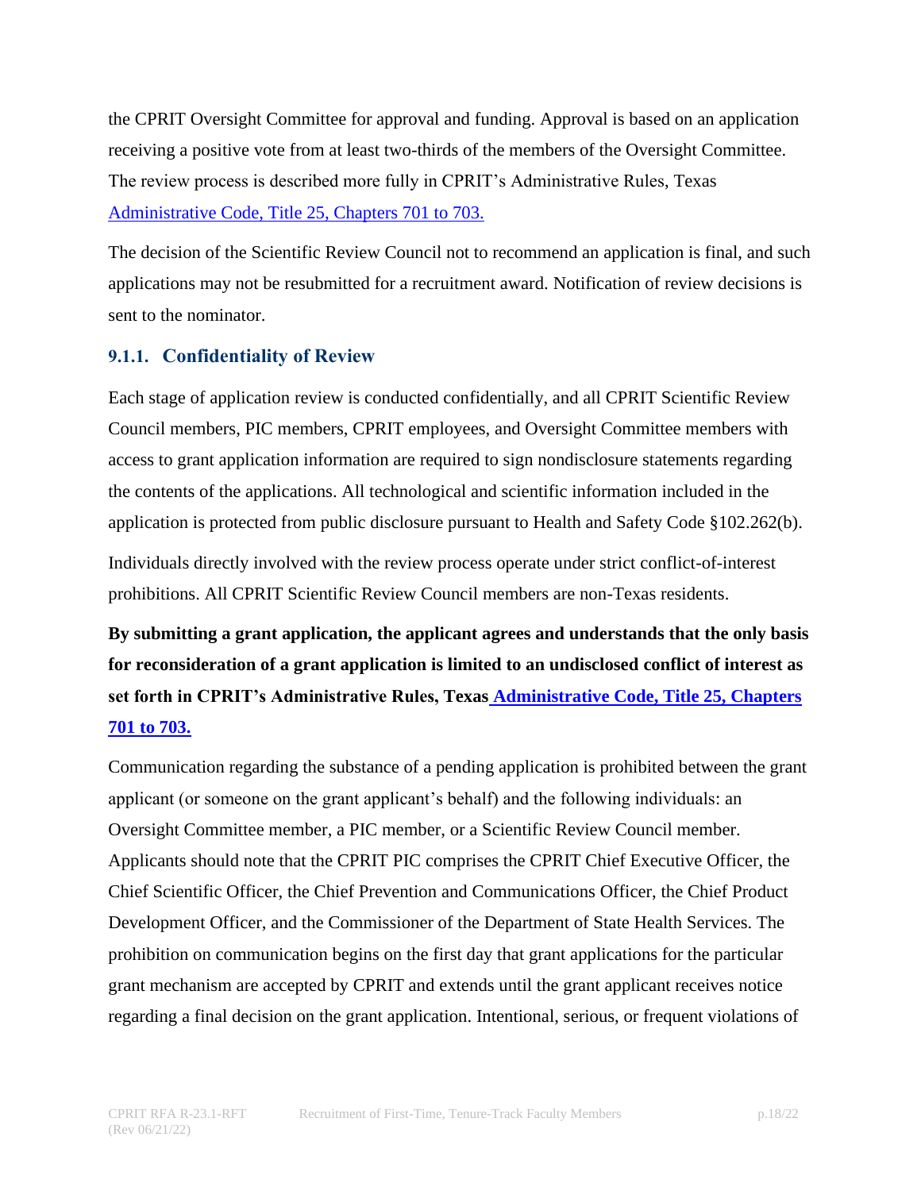the CPRIT Oversight Committee for approval and funding. Approval is based on an application receiving a positive vote from at least two-thirds of the members of the Oversight Committee. The review process is described more fully in CPRIT's Administrative Rules, Texas Administrative Code, Title 25, Chapters 701 to 703.

The decision of the Scientific Review Council not to recommend an application is final, and such applications may not be resubmitted for a recruitment award. Notification of review decisions is sent to the nominator.

### 9.1.1. Confidentiality of Review

Each stage of application review is conducted confidentially, and all CPRIT Scientific Review Council members, PIC members, CPRIT employees, and Oversight Committee members with access to grant application information are required to sign nondisclosure statements regarding the contents of the applications. All technological and scientific information included in the application is protected from public disclosure pursuant to Health and Safety Code §102.262(b).

Individuals directly involved with the review process operate under strict conflict-of-interest prohibitions. All CPRIT Scientific Review Council members are non-Texas residents.

**By submitting a grant application, the applicant agrees and understands that the only basis for reconsideration of a grant application is limited to an undisclosed conflict of interest as set forth in CPRIT's Administrative Rules, Texas Administrative Code, Title 25, Chapters 701 to 703.**

Communication regarding the substance of a pending application is prohibited between the grant applicant (or someone on the grant applicant's behalf) and the following individuals: an Oversight Committee member, a PIC member, or a Scientific Review Council member. Applicants should note that the CPRIT PIC comprises the CPRIT Chief Executive Officer, the Chief Scientific Officer, the Chief Prevention and Communications Officer, the Chief Product Development Officer, and the Commissioner of the Department of State Health Services. The prohibition on communication begins on the first day that grant applications for the particular grant mechanism are accepted by CPRIT and extends until the grant applicant receives notice regarding a final decision on the grant application. Intentional, serious, or frequent violations of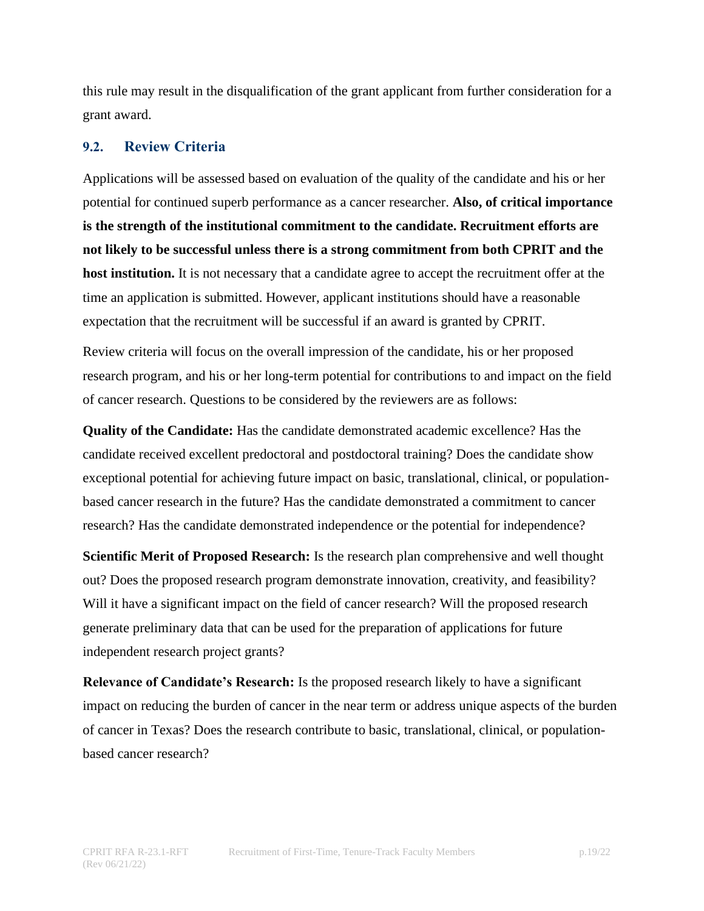this rule may result in the disqualification of the grant applicant from further consideration for a grant award.

## 9.2. Review Criteria

Applications will be assessed based on evaluation of the quality of the candidate and his or her potential for continued superb performance as a cancer researcher. **Also, of critical importance is the strength of the institutional commitment to the candidate. Recruitment efforts are not likely to be successful unless there is a strong commitment from both CPRIT and the host institution.** It is not necessary that a candidate agree to accept the recruitment offer at the time an application is submitted. However, applicant institutions should have a reasonable expectation that the recruitment will be successful if an award is granted by CPRIT.

Review criteria will focus on the overall impression of the candidate, his or her proposed research program, and his or her long-term potential for contributions to and impact on the field of cancer research. Questions to be considered by the reviewers are as follows:

**Quality of the Candidate:** Has the candidate demonstrated academic excellence? Has the candidate received excellent predoctoral and postdoctoral training? Does the candidate show exceptional potential for achieving future impact on basic, translational, clinical, or population-based cancer research in the future? Has the candidate demonstrated a commitment to cancer research? Has the candidate demonstrated independence or the potential for independence?

**Scientific Merit of Proposed Research:** Is the research plan comprehensive and well thought out? Does the proposed research program demonstrate innovation, creativity, and feasibility? Will it have a significant impact on the field of cancer research? Will the proposed research generate preliminary data that can be used for the preparation of applications for future independent research project grants?

**Relevance of Candidate's Research:** Is the proposed research likely to have a significant impact on reducing the burden of cancer in the near term or address unique aspects of the burden of cancer in Texas? Does the research contribute to basic, translational, clinical, or population-based cancer research?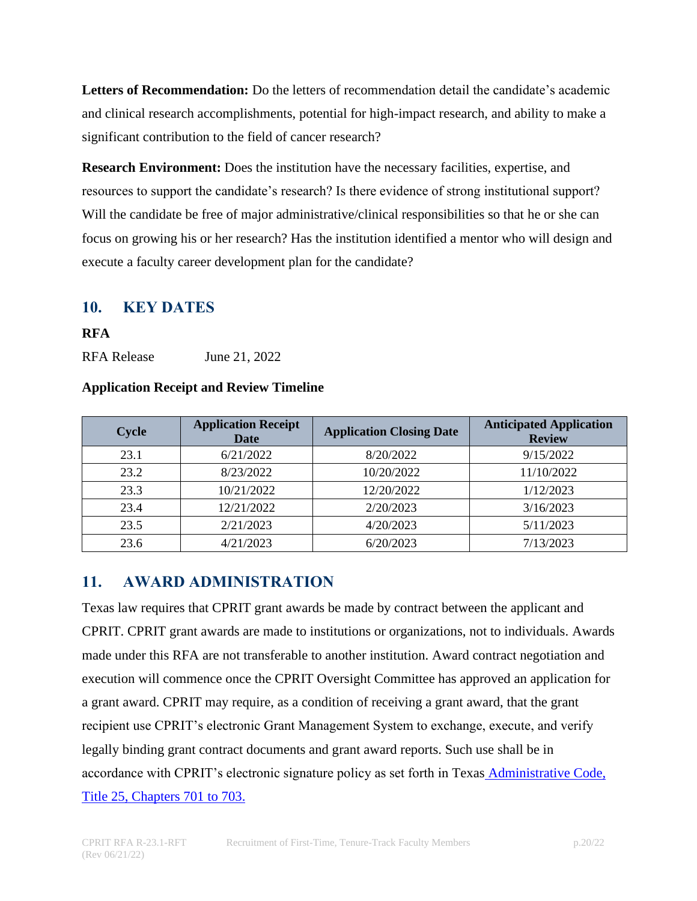**Letters of Recommendation:** Do the letters of recommendation detail the candidate's academic and clinical research accomplishments, potential for high-impact research, and ability to make a significant contribution to the field of cancer research?

**Research Environment:** Does the institution have the necessary facilities, expertise, and resources to support the candidate's research? Is there evidence of strong institutional support? Will the candidate be free of major administrative/clinical responsibilities so that he or she can focus on growing his or her research? Has the institution identified a mentor who will design and execute a faculty career development plan for the candidate?

## 10. KEY DATES

**RFA**

RFA Release June 21, 2022

**Application Receipt and Review Timeline**

| Cycle | Application Receipt Date | Application Closing Date | Anticipated Application Review |
|---|---|---|---|
| 23.1 | 6/21/2022 | 8/20/2022 | 9/15/2022 |
| 23.2 | 8/23/2022 | 10/20/2022 | 11/10/2022 |
| 23.3 | 10/21/2022 | 12/20/2022 | 1/12/2023 |
| 23.4 | 12/21/2022 | 2/20/2023 | 3/16/2023 |
| 23.5 | 2/21/2023 | 4/20/2023 | 5/11/2023 |
| 23.6 | 4/21/2023 | 6/20/2023 | 7/13/2023 |

## 11. AWARD ADMINISTRATION

Texas law requires that CPRIT grant awards be made by contract between the applicant and CPRIT. CPRIT grant awards are made to institutions or organizations, not to individuals. Awards made under this RFA are not transferable to another institution. Award contract negotiation and execution will commence once the CPRIT Oversight Committee has approved an application for a grant award. CPRIT may require, as a condition of receiving a grant award, that the grant recipient use CPRIT's electronic Grant Management System to exchange, execute, and verify legally binding grant contract documents and grant award reports. Such use shall be in accordance with CPRIT's electronic signature policy as set forth in Texas Administrative Code, Title 25, Chapters 701 to 703.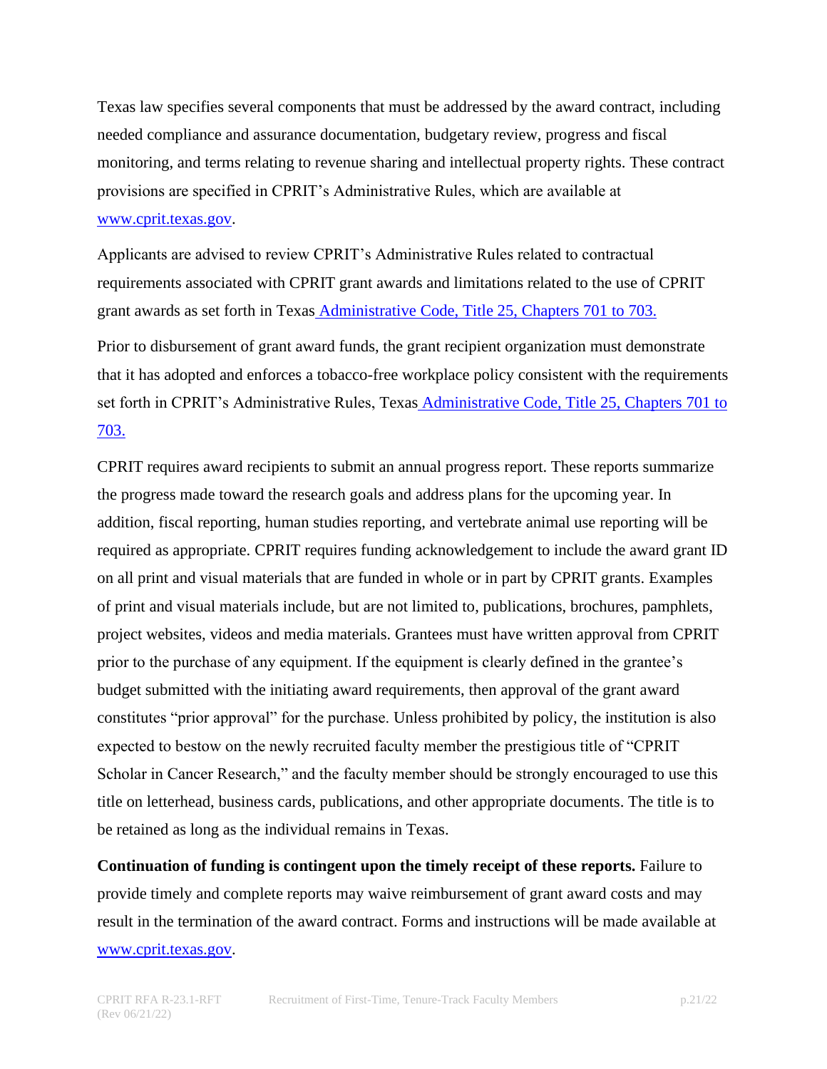Texas law specifies several components that must be addressed by the award contract, including needed compliance and assurance documentation, budgetary review, progress and fiscal monitoring, and terms relating to revenue sharing and intellectual property rights. These contract provisions are specified in CPRIT's Administrative Rules, which are available at [www.cprit.texas.gov](http://www.cprit.texas.gov).

Applicants are advised to review CPRIT's Administrative Rules related to contractual requirements associated with CPRIT grant awards and limitations related to the use of CPRIT grant awards as set forth in Texas [Administrative Code, Title 25, Chapters 701 to 703.](#)

Prior to disbursement of grant award funds, the grant recipient organization must demonstrate that it has adopted and enforces a tobacco-free workplace policy consistent with the requirements set forth in CPRIT's Administrative Rules, Texas [Administrative Code, Title 25, Chapters 701 to 703.](#)

CPRIT requires award recipients to submit an annual progress report. These reports summarize the progress made toward the research goals and address plans for the upcoming year. In addition, fiscal reporting, human studies reporting, and vertebrate animal use reporting will be required as appropriate. CPRIT requires funding acknowledgement to include the award grant ID on all print and visual materials that are funded in whole or in part by CPRIT grants. Examples of print and visual materials include, but are not limited to, publications, brochures, pamphlets, project websites, videos and media materials. Grantees must have written approval from CPRIT prior to the purchase of any equipment. If the equipment is clearly defined in the grantee's budget submitted with the initiating award requirements, then approval of the grant award constitutes "prior approval" for the purchase. Unless prohibited by policy, the institution is also expected to bestow on the newly recruited faculty member the prestigious title of "CPRIT Scholar in Cancer Research," and the faculty member should be strongly encouraged to use this title on letterhead, business cards, publications, and other appropriate documents. The title is to be retained as long as the individual remains in Texas.

**Continuation of funding is contingent upon the timely receipt of these reports.** Failure to provide timely and complete reports may waive reimbursement of grant award costs and may result in the termination of the award contract. Forms and instructions will be made available at [www.cprit.texas.gov](http://www.cprit.texas.gov).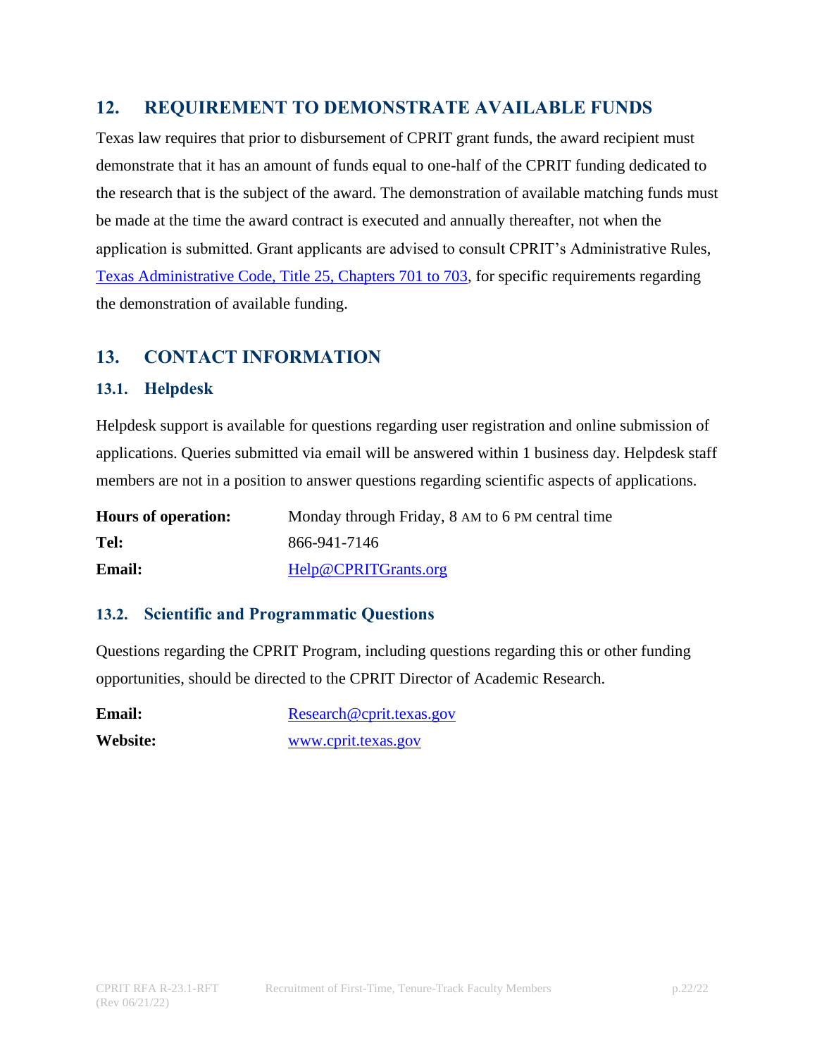## 12. REQUIREMENT TO DEMONSTRATE AVAILABLE FUNDS

Texas law requires that prior to disbursement of CPRIT grant funds, the award recipient must demonstrate that it has an amount of funds equal to one-half of the CPRIT funding dedicated to the research that is the subject of the award. The demonstration of available matching funds must be made at the time the award contract is executed and annually thereafter, not when the application is submitted. Grant applicants are advised to consult CPRIT's Administrative Rules, Texas Administrative Code, Title 25, Chapters 701 to 703, for specific requirements regarding the demonstration of available funding.

## 13. CONTACT INFORMATION

### 13.1. Helpdesk

Helpdesk support is available for questions regarding user registration and online submission of applications. Queries submitted via email will be answered within 1 business day. Helpdesk staff members are not in a position to answer questions regarding scientific aspects of applications.

| | |
|---|---|
| **Hours of operation:** | Monday through Friday, 8 AM to 6 PM central time |
| **Tel:** | 866-941-7146 |
| **Email:** | Help@CPRITGrants.org |

### 13.2. Scientific and Programmatic Questions

Questions regarding the CPRIT Program, including questions regarding this or other funding opportunities, should be directed to the CPRIT Director of Academic Research.

| | |
|---|---|
| **Email:** | Research@cprit.texas.gov |
| **Website:** | www.cprit.texas.gov |